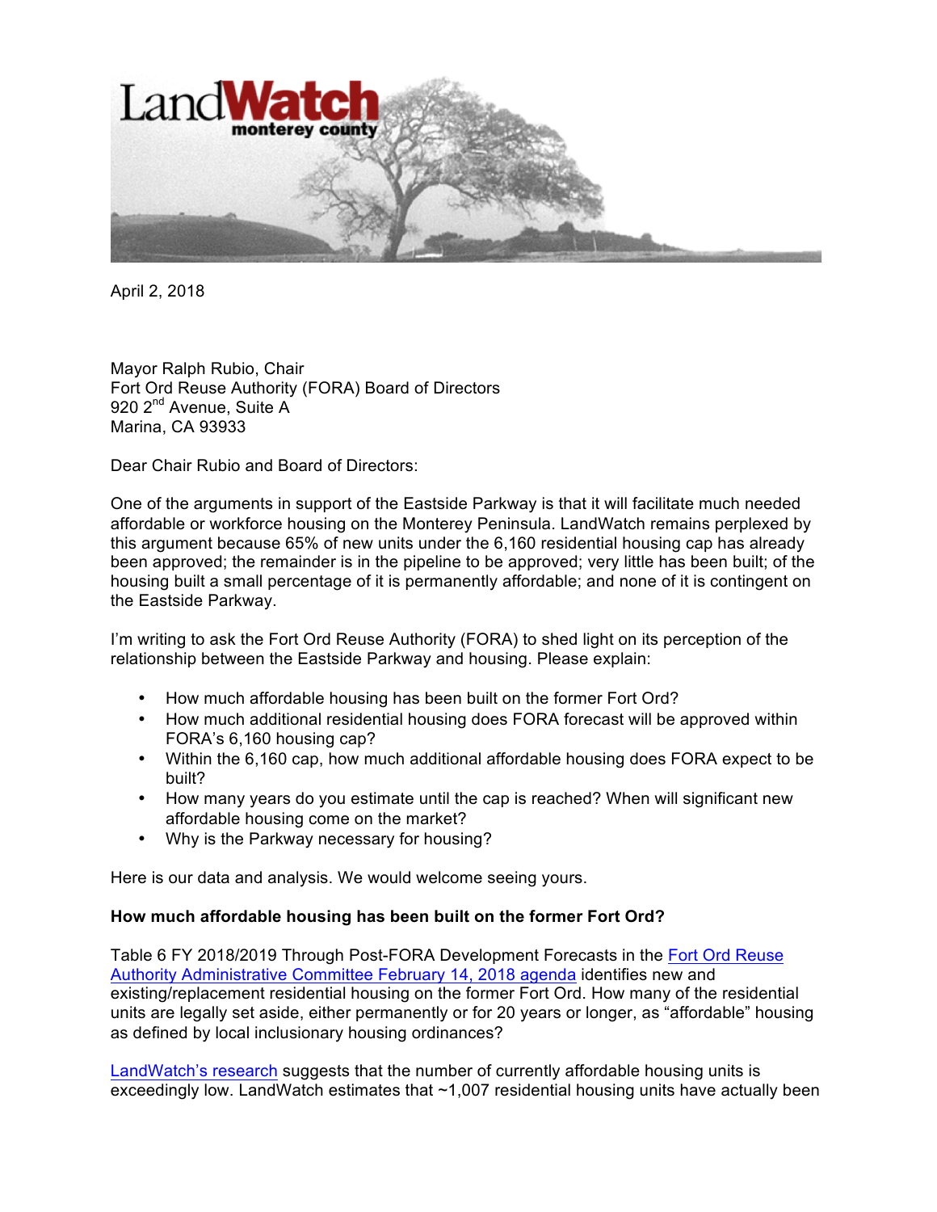LandWatch monterey county

April 2, 2018

Mayor Ralph Rubio, Chair
Fort Ord Reuse Authority (FORA) Board of Directors
920 2nd Avenue, Suite A
Marina, CA 93933

Dear Chair Rubio and Board of Directors:

One of the arguments in support of the Eastside Parkway is that it will facilitate much needed affordable or workforce housing on the Monterey Peninsula. LandWatch remains perplexed by this argument because 65% of new units under the 6,160 residential housing cap has already been approved; the remainder is in the pipeline to be approved; very little has been built; of the housing built a small percentage of it is permanently affordable; and none of it is contingent on the Eastside Parkway.

I'm writing to ask the Fort Ord Reuse Authority (FORA) to shed light on its perception of the relationship between the Eastside Parkway and housing. Please explain:

- How much affordable housing has been built on the former Fort Ord?
- How much additional residential housing does FORA forecast will be approved within FORA's 6,160 housing cap?
- Within the 6,160 cap, how much additional affordable housing does FORA expect to be built?
- How many years do you estimate until the cap is reached? When will significant new affordable housing come on the market?
- Why is the Parkway necessary for housing?

Here is our data and analysis. We would welcome seeing yours.

**How much affordable housing has been built on the former Fort Ord?**

Table 6 FY 2018/2019 Through Post-FORA Development Forecasts in the Fort Ord Reuse Authority Administrative Committee February 14, 2018 agenda identifies new and existing/replacement residential housing on the former Fort Ord. How many of the residential units are legally set aside, either permanently or for 20 years or longer, as "affordable" housing as defined by local inclusionary housing ordinances?

LandWatch's research suggests that the number of currently affordable housing units is exceedingly low. LandWatch estimates that ~1,007 residential housing units have actually been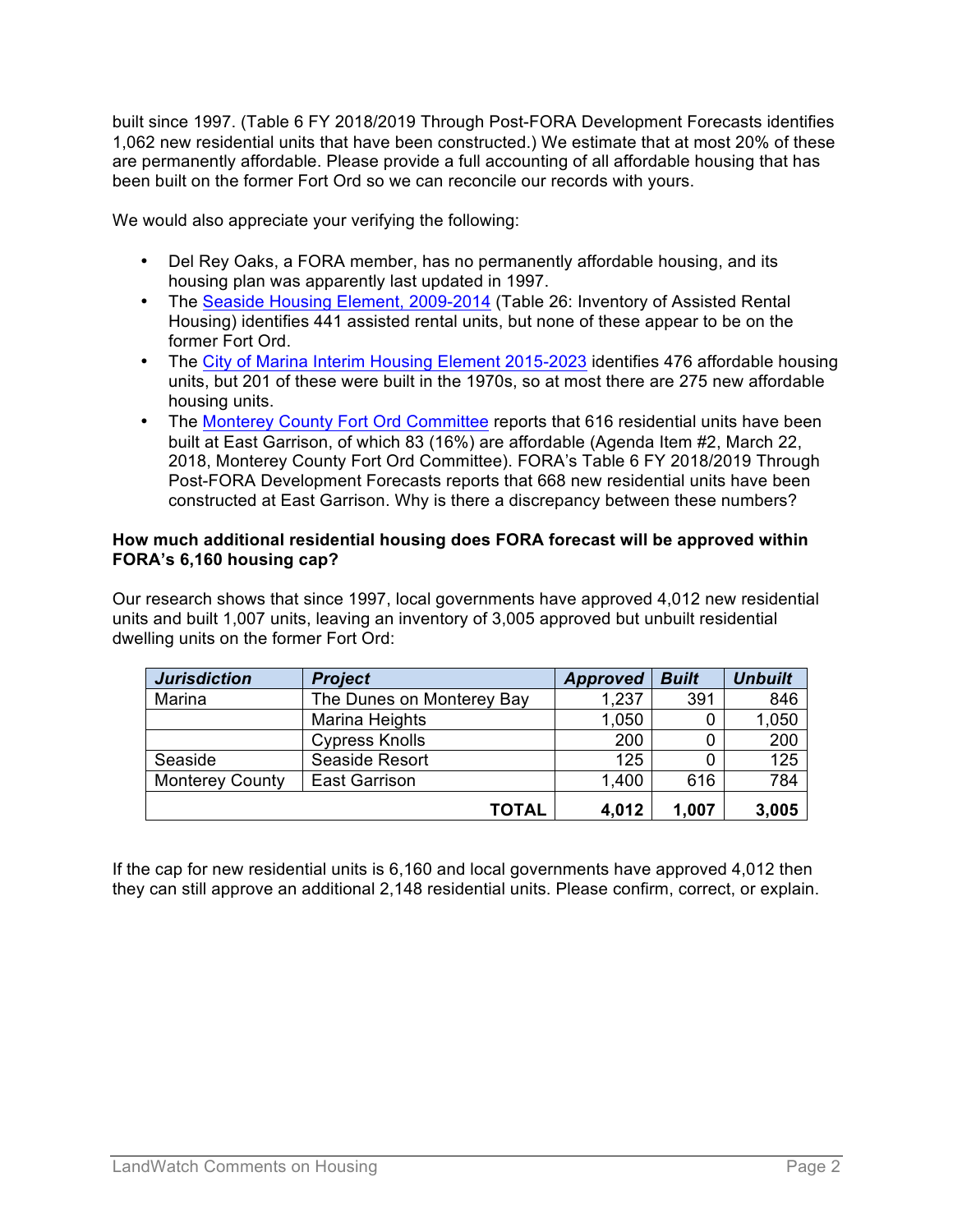built since 1997. (Table 6 FY 2018/2019 Through Post-FORA Development Forecasts identifies 1,062 new residential units that have been constructed.) We estimate that at most 20% of these are permanently affordable. Please provide a full accounting of all affordable housing that has been built on the former Fort Ord so we can reconcile our records with yours.

We would also appreciate your verifying the following:

- Del Rey Oaks, a FORA member, has no permanently affordable housing, and its housing plan was apparently last updated in 1997.
- The Seaside Housing Element, 2009-2014 (Table 26: Inventory of Assisted Rental Housing) identifies 441 assisted rental units, but none of these appear to be on the former Fort Ord.
- The City of Marina Interim Housing Element 2015-2023 identifies 476 affordable housing units, but 201 of these were built in the 1970s, so at most there are 275 new affordable housing units.
- The Monterey County Fort Ord Committee reports that 616 residential units have been built at East Garrison, of which 83 (16%) are affordable (Agenda Item #2, March 22, 2018, Monterey County Fort Ord Committee). FORA's Table 6 FY 2018/2019 Through Post-FORA Development Forecasts reports that 668 new residential units have been constructed at East Garrison. Why is there a discrepancy between these numbers?

**How much additional residential housing does FORA forecast will be approved within FORA's 6,160 housing cap?**

Our research shows that since 1997, local governments have approved 4,012 new residential units and built 1,007 units, leaving an inventory of 3,005 approved but unbuilt residential dwelling units on the former Fort Ord:

| *Jurisdiction* | *Project* | *Approved* | *Built* | *Unbuilt* |
|---|---|---|---|---|
| Marina | The Dunes on Monterey Bay | 1,237 | 391 | 846 |
| | Marina Heights | 1,050 | 0 | 1,050 |
| | Cypress Knolls | 200 | 0 | 200 |
| Seaside | Seaside Resort | 125 | 0 | 125 |
| Monterey County | East Garrison | 1,400 | 616 | 784 |
| | **TOTAL** | **4,012** | **1,007** | **3,005** |

If the cap for new residential units is 6,160 and local governments have approved 4,012 then they can still approve an additional 2,148 residential units. Please confirm, correct, or explain.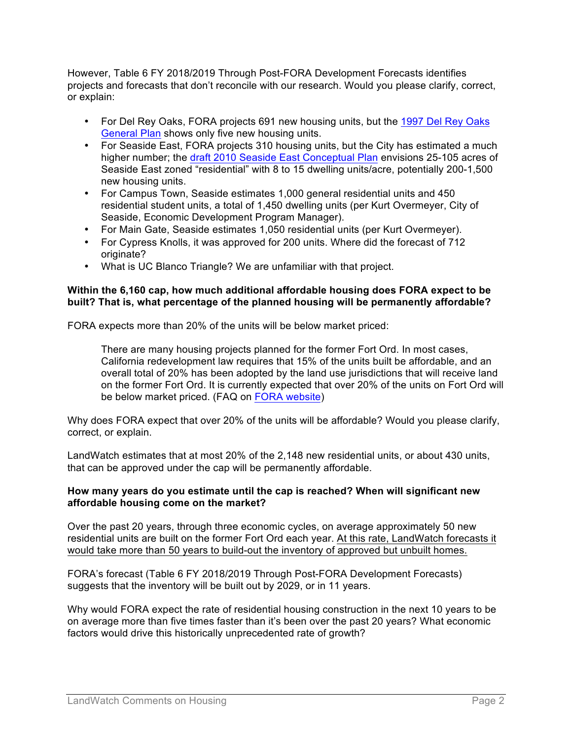However, Table 6 FY 2018/2019 Through Post-FORA Development Forecasts identifies projects and forecasts that don't reconcile with our research. Would you please clarify, correct, or explain:

- For Del Rey Oaks, FORA projects 691 new housing units, but the 1997 Del Rey Oaks General Plan shows only five new housing units.
- For Seaside East, FORA projects 310 housing units, but the City has estimated a much higher number; the draft 2010 Seaside East Conceptual Plan envisions 25-105 acres of Seaside East zoned "residential" with 8 to 15 dwelling units/acre, potentially 200-1,500 new housing units.
- For Campus Town, Seaside estimates 1,000 general residential units and 450 residential student units, a total of 1,450 dwelling units (per Kurt Overmeyer, City of Seaside, Economic Development Program Manager).
- For Main Gate, Seaside estimates 1,050 residential units (per Kurt Overmeyer).
- For Cypress Knolls, it was approved for 200 units. Where did the forecast of 712 originate?
- What is UC Blanco Triangle? We are unfamiliar with that project.

**Within the 6,160 cap, how much additional affordable housing does FORA expect to be built? That is, what percentage of the planned housing will be permanently affordable?**

FORA expects more than 20% of the units will be below market priced:

> There are many housing projects planned for the former Fort Ord. In most cases, California redevelopment law requires that 15% of the units built be affordable, and an overall total of 20% has been adopted by the land use jurisdictions that will receive land on the former Fort Ord. It is currently expected that over 20% of the units on Fort Ord will be below market priced. (FAQ on FORA website)

Why does FORA expect that over 20% of the units will be affordable? Would you please clarify, correct, or explain.

LandWatch estimates that at most 20% of the 2,148 new residential units, or about 430 units, that can be approved under the cap will be permanently affordable.

**How many years do you estimate until the cap is reached? When will significant new affordable housing come on the market?**

Over the past 20 years, through three economic cycles, on average approximately 50 new residential units are built on the former Fort Ord each year. At this rate, LandWatch forecasts it would take more than 50 years to build-out the inventory of approved but unbuilt homes.

FORA's forecast (Table 6 FY 2018/2019 Through Post-FORA Development Forecasts) suggests that the inventory will be built out by 2029, or in 11 years.

Why would FORA expect the rate of residential housing construction in the next 10 years to be on average more than five times faster than it's been over the past 20 years? What economic factors would drive this historically unprecedented rate of growth?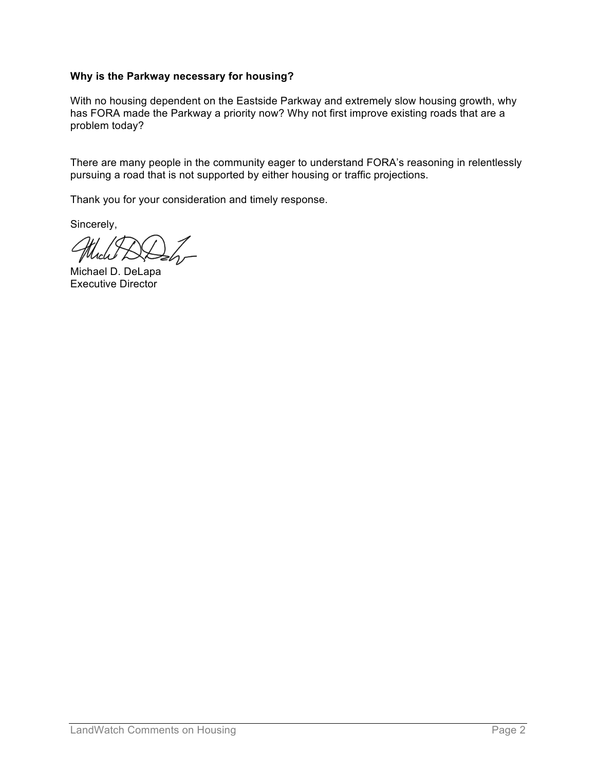**Why is the Parkway necessary for housing?**

With no housing dependent on the Eastside Parkway and extremely slow housing growth, why has FORA made the Parkway a priority now? Why not first improve existing roads that are a problem today?

There are many people in the community eager to understand FORA's reasoning in relentlessly pursuing a road that is not supported by either housing or traffic projections.

Thank you for your consideration and timely response.

Sincerely,

Michael D. DeLapa
Executive Director